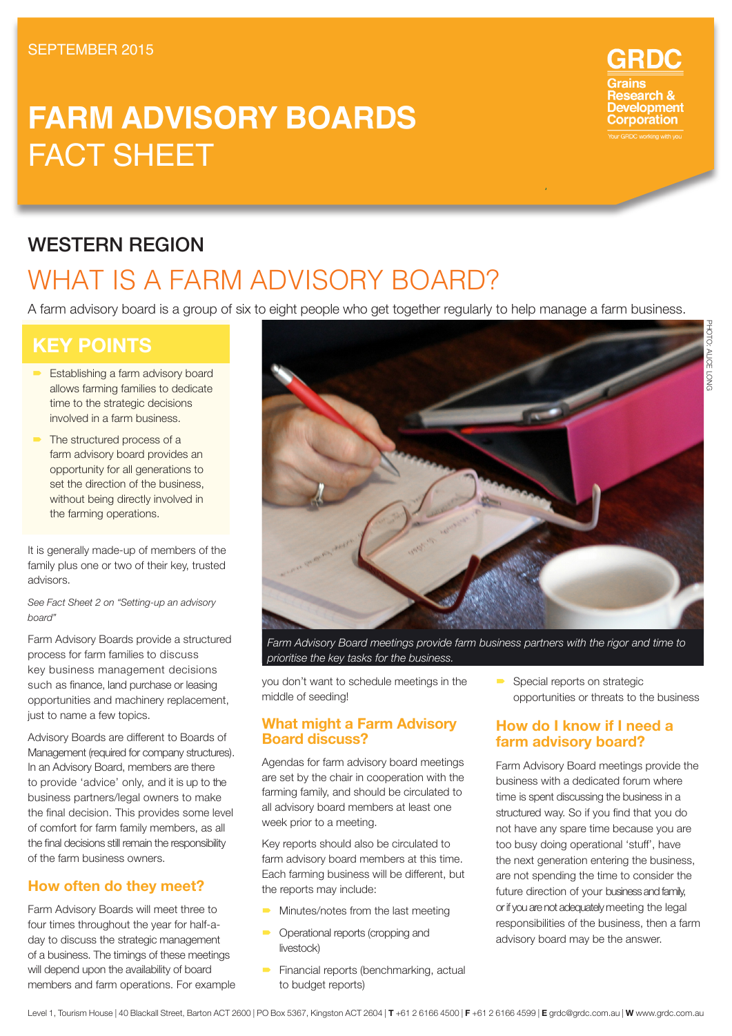SEPTEMBER 2015

# FARM ADVISORY BOARDS FACT SHEET

GRDC Grains Research & Development Corporation

Your GRDC working with you

## WESTERN REGION

# WHAT IS A FARM ADVISORY BOARD?

A farm advisory board is a group of six to eight people who get together regularly to help manage a farm business.

## KEY POINTS

- Establishing a farm advisory board allows farming families to dedicate time to the strategic decisions involved in a farm business.
- The structured process of a farm advisory board provides an opportunity for all generations to set the direction of the business, without being directly involved in the farming operations.

It is generally made-up of members of the family plus one or two of their key, trusted advisors.

*See Fact Sheet 2 on "Setting-up an advisory board"*

Farm Advisory Boards provide a structured process for farm families to discuss key business management decisions such as finance, land purchase or leasing opportunities and machinery replacement, just to name a few topics.

Advisory Boards are different to Boards of Management (required for company structures). In an Advisory Board, members are there to provide 'advice' only, and it is up to the business partners/legal owners to make the final decision. This provides some level of comfort for farm family members, as all the final decisions still remain the responsibility of the farm business owners.

## How often do they meet?

Farm Advisory Boards will meet three to four times throughout the year for half-a-day to discuss the strategic management of a business. The timings of these meetings will depend upon the availability of board members and farm operations. For example you don't want to schedule meetings in the middle of seeding!

PHOTO: ALICE LONG

*Farm Advisory Board meetings provide farm business partners with the rigor and time to prioritise the key tasks for the business.*

## What might a Farm Advisory Board discuss?

Agendas for farm advisory board meetings are set by the chair in cooperation with the farming family, and should be circulated to all advisory board members at least one week prior to a meeting.

Key reports should also be circulated to farm advisory board members at this time. Each farming business will be different, but the reports may include:

- Minutes/notes from the last meeting
- Operational reports (cropping and livestock)
- Financial reports (benchmarking, actual to budget reports)
- Special reports on strategic opportunities or threats to the business

## How do I know if I need a farm advisory board?

Farm Advisory Board meetings provide the business with a dedicated forum where time is spent discussing the business in a structured way. So if you find that you do not have any spare time because you are too busy doing operational 'stuff', have the next generation entering the business, are not spending the time to consider the future direction of your business and family, or if you are not adequately meeting the legal responsibilities of the business, then a farm advisory board may be the answer.

Level 1, Tourism House | 40 Blackall Street, Barton ACT 2600 | PO Box 5367, Kingston ACT 2604 | **T** +61 2 6166 4500 | **F** +61 2 6166 4599 | **E** grdc@grdc.com.au | **W** www.grdc.com.au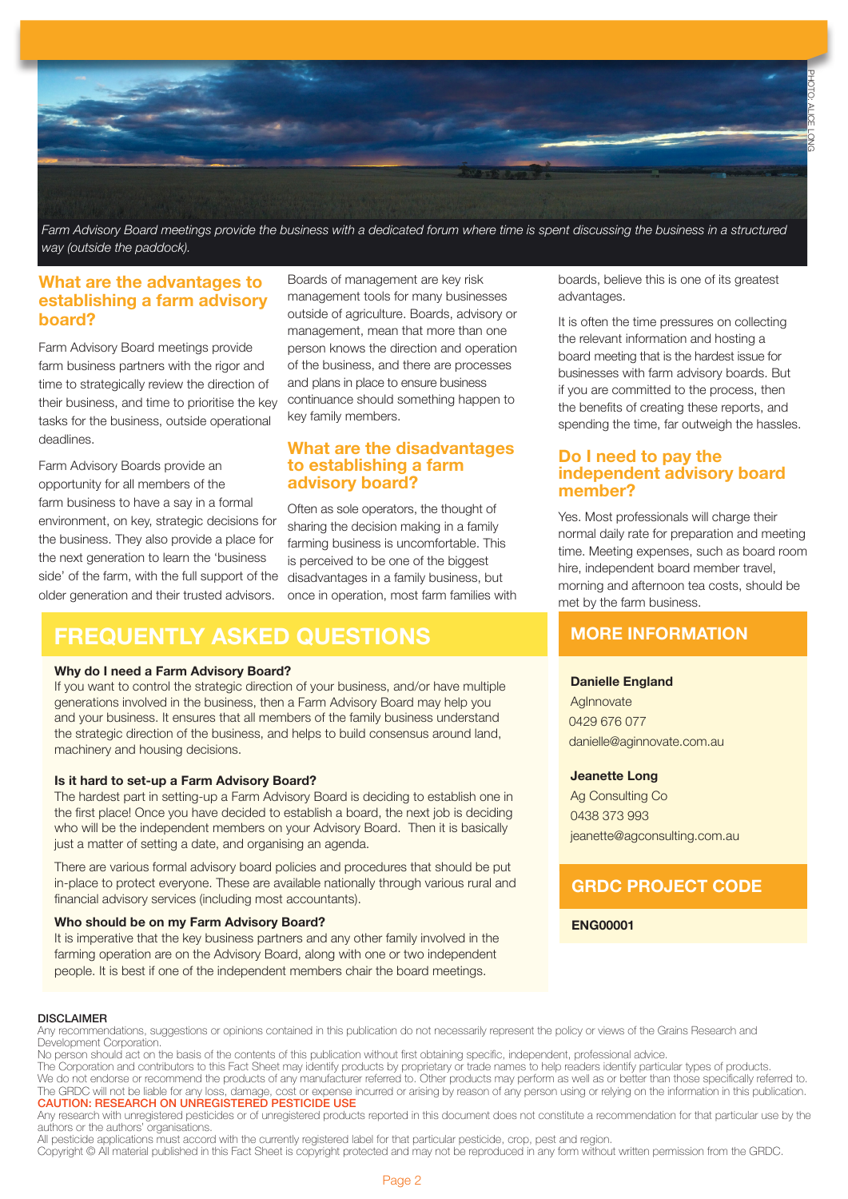*Farm Advisory Board meetings provide the business with a dedicated forum where time is spent discussing the business in a structured way (outside the paddock).*

PHOTO: ALICE LONG

## What are the advantages to establishing a farm advisory board?

Farm Advisory Board meetings provide farm business partners with the rigor and time to strategically review the direction of their business, and time to prioritise the key tasks for the business, outside operational deadlines.

Farm Advisory Boards provide an opportunity for all members of the farm business to have a say in a formal environment, on key, strategic decisions for the business. They also provide a place for the next generation to learn the 'business side' of the farm, with the full support of the older generation and their trusted advisors.

Boards of management are key risk management tools for many businesses outside of agriculture. Boards, advisory or management, mean that more than one person knows the direction and operation of the business, and there are processes and plans in place to ensure business continuance should something happen to key family members.

## What are the disadvantages to establishing a farm advisory board?

Often as sole operators, the thought of sharing the decision making in a family farming business is uncomfortable. This is perceived to be one of the biggest disadvantages in a family business, but once in operation, most farm families with boards, believe this is one of its greatest advantages.

It is often the time pressures on collecting the relevant information and hosting a board meeting that is the hardest issue for businesses with farm advisory boards. But if you are committed to the process, then the benefits of creating these reports, and spending the time, far outweigh the hassles.

## Do I need to pay the independent advisory board member?

Yes. Most professionals will charge their normal daily rate for preparation and meeting time. Meeting expenses, such as board room hire, independent board member travel, morning and afternoon tea costs, should be met by the farm business.

# FREQUENTLY ASKED QUESTIONS

**Why do I need a Farm Advisory Board?**
If you want to control the strategic direction of your business, and/or have multiple generations involved in the business, then a Farm Advisory Board may help you and your business. It ensures that all members of the family business understand the strategic direction of the business, and helps to build consensus around land, machinery and housing decisions.

**Is it hard to set-up a Farm Advisory Board?**
The hardest part in setting-up a Farm Advisory Board is deciding to establish one in the first place! Once you have decided to establish a board, the next job is deciding who will be the independent members on your Advisory Board. Then it is basically just a matter of setting a date, and organising an agenda.

There are various formal advisory board policies and procedures that should be put in-place to protect everyone. These are available nationally through various rural and financial advisory services (including most accountants).

**Who should be on my Farm Advisory Board?**
It is imperative that the key business partners and any other family involved in the farming operation are on the Advisory Board, along with one or two independent people. It is best if one of the independent members chair the board meetings.

## MORE INFORMATION

**Danielle England**
AgInnovate
0429 676 077
danielle@aginnovate.com.au

**Jeanette Long**
Ag Consulting Co
0438 373 993
jeanette@agconsulting.com.au

## GRDC PROJECT CODE

**ENG00001**

**DISCLAIMER**
Any recommendations, suggestions or opinions contained in this publication do not necessarily represent the policy or views of the Grains Research and Development Corporation.
No person should act on the basis of the contents of this publication without first obtaining specific, independent, professional advice.
The Corporation and contributors to this Fact Sheet may identify products by proprietary or trade names to help readers identify particular types of products.
We do not endorse or recommend the products of any manufacturer referred to. Other products may perform as well as or better than those specifically referred to.
The GRDC will not be liable for any loss, damage, cost or expense incurred or arising by reason of any person using or relying on the information in this publication.
**CAUTION: RESEARCH ON UNREGISTERED PESTICIDE USE**
Any research with unregistered pesticides or of unregistered products reported in this document does not constitute a recommendation for that particular use by the authors or the authors' organisations.
All pesticide applications must accord with the currently registered label for that particular pesticide, crop, pest and region.
Copyright © All material published in this Fact Sheet is copyright protected and may not be reproduced in any form without written permission from the GRDC.